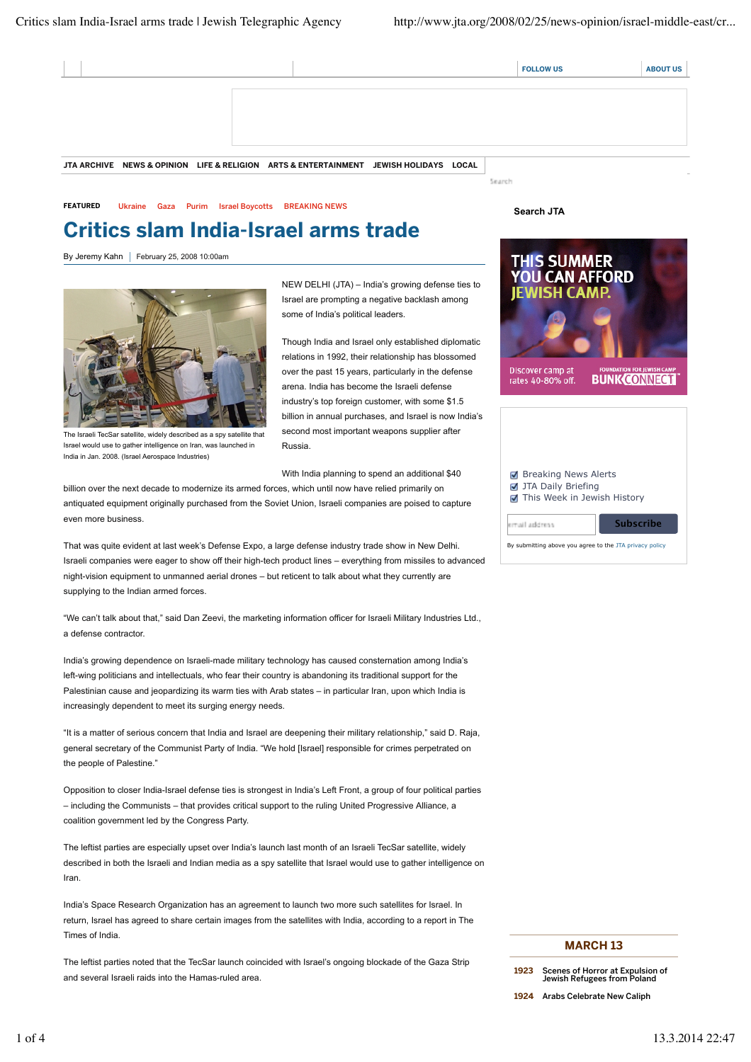# Critics slam India-Israel arms trade

By Jeremy Kahn | February 25, 2008 10:00am

The Israeli TecSar satellite, widely described as a spy satellite that Israel would use to gather intelligence on Iran, was launched in India in Jan. 2008. (Israel Aerospace Industries)

NEW DELHI (JTA) – India's growing defense ties to Israel are prompting a negative backlash among some of India's political leaders.

Though India and Israel only established diplomatic relations in 1992, their relationship has blossomed over the past 15 years, particularly in the defense arena. India has become the Israeli defense industry's top foreign customer, with some $1.5 billion in annual purchases, and Israel is now India's second most important weapons supplier after Russia.

With India planning to spend an additional $40 billion over the next decade to modernize its armed forces, which until now have relied primarily on antiquated equipment originally purchased from the Soviet Union, Israeli companies are poised to capture even more business.

That was quite evident at last week's Defense Expo, a large defense industry trade show in New Delhi. Israeli companies were eager to show off their high-tech product lines – everything from missiles to advanced night-vision equipment to unmanned aerial drones – but reticent to talk about what they currently are supplying to the Indian armed forces.

"We can't talk about that," said Dan Zeevi, the marketing information officer for Israeli Military Industries Ltd., a defense contractor.

India's growing dependence on Israeli-made military technology has caused consternation among India's left-wing politicians and intellectuals, who fear their country is abandoning its traditional support for the Palestinian cause and jeopardizing its warm ties with Arab states – in particular Iran, upon which India is increasingly dependent to meet its surging energy needs.

"It is a matter of serious concern that India and Israel are deepening their military relationship," said D. Raja, general secretary of the Communist Party of India. "We hold [Israel] responsible for crimes perpetrated on the people of Palestine."

Opposition to closer India-Israel defense ties is strongest in India's Left Front, a group of four political parties – including the Communists – that provides critical support to the ruling United Progressive Alliance, a coalition government led by the Congress Party.

The leftist parties are especially upset over India's launch last month of an Israeli TecSar satellite, widely described in both the Israeli and Indian media as a spy satellite that Israel would use to gather intelligence on Iran.

India's Space Research Organization has an agreement to launch two more such satellites for Israel. In return, Israel has agreed to share certain images from the satellites with India, according to a report in The Times of India.

The leftist parties noted that the TecSar launch coincided with Israel's ongoing blockade of the Gaza Strip and several Israeli raids into the Hamas-ruled area.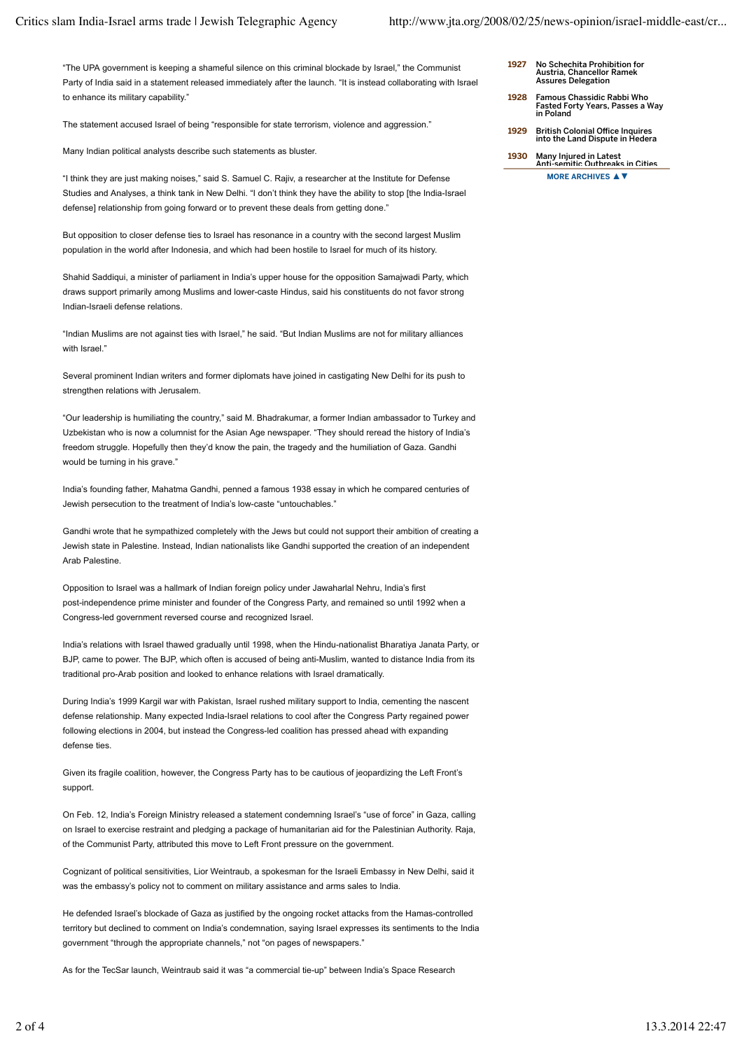"The UPA government is keeping a shameful silence on this criminal blockade by Israel," the Communist Party of India said in a statement released immediately after the launch. "It is instead collaborating with Israel to enhance its military capability."

The statement accused Israel of being "responsible for state terrorism, violence and aggression."

Many Indian political analysts describe such statements as bluster.

"I think they are just making noises," said S. Samuel C. Rajiv, a researcher at the Institute for Defense Studies and Analyses, a think tank in New Delhi. "I don't think they have the ability to stop [the India-Israel defense] relationship from going forward or to prevent these deals from getting done."

But opposition to closer defense ties to Israel has resonance in a country with the second largest Muslim population in the world after Indonesia, and which had been hostile to Israel for much of its history.

Shahid Saddiqui, a minister of parliament in India's upper house for the opposition Samajwadi Party, which draws support primarily among Muslims and lower-caste Hindus, said his constituents do not favor strong Indian-Israeli defense relations.

"Indian Muslims are not against ties with Israel," he said. "But Indian Muslims are not for military alliances with Israel."

Several prominent Indian writers and former diplomats have joined in castigating New Delhi for its push to strengthen relations with Jerusalem.

"Our leadership is humiliating the country," said M. Bhadrakumar, a former Indian ambassador to Turkey and Uzbekistan who is now a columnist for the Asian Age newspaper. "They should reread the history of India's freedom struggle. Hopefully then they'd know the pain, the tragedy and the humiliation of Gaza. Gandhi would be turning in his grave."

India's founding father, Mahatma Gandhi, penned a famous 1938 essay in which he compared centuries of Jewish persecution to the treatment of India's low-caste "untouchables."

Gandhi wrote that he sympathized completely with the Jews but could not support their ambition of creating a Jewish state in Palestine. Instead, Indian nationalists like Gandhi supported the creation of an independent Arab Palestine.

Opposition to Israel was a hallmark of Indian foreign policy under Jawaharlal Nehru, India's first post-independence prime minister and founder of the Congress Party, and remained so until 1992 when a Congress-led government reversed course and recognized Israel.

India's relations with Israel thawed gradually until 1998, when the Hindu-nationalist Bharatiya Janata Party, or BJP, came to power. The BJP, which often is accused of being anti-Muslim, wanted to distance India from its traditional pro-Arab position and looked to enhance relations with Israel dramatically.

During India's 1999 Kargil war with Pakistan, Israel rushed military support to India, cementing the nascent defense relationship. Many expected India-Israel relations to cool after the Congress Party regained power following elections in 2004, but instead the Congress-led coalition has pressed ahead with expanding defense ties.

Given its fragile coalition, however, the Congress Party has to be cautious of jeopardizing the Left Front's support.

On Feb. 12, India's Foreign Ministry released a statement condemning Israel's "use of force" in Gaza, calling on Israel to exercise restraint and pledging a package of humanitarian aid for the Palestinian Authority. Raja, of the Communist Party, attributed this move to Left Front pressure on the government.

Cognizant of political sensitivities, Lior Weintraub, a spokesman for the Israeli Embassy in New Delhi, said it was the embassy's policy not to comment on military assistance and arms sales to India.

He defended Israel's blockade of Gaza as justified by the ongoing rocket attacks from the Hamas-controlled territory but declined to comment on India's condemnation, saying Israel expresses its sentiments to the India government "through the appropriate channels," not "on pages of newspapers."

As for the TecSar launch, Weintraub said it was "a commercial tie-up" between India's Space Research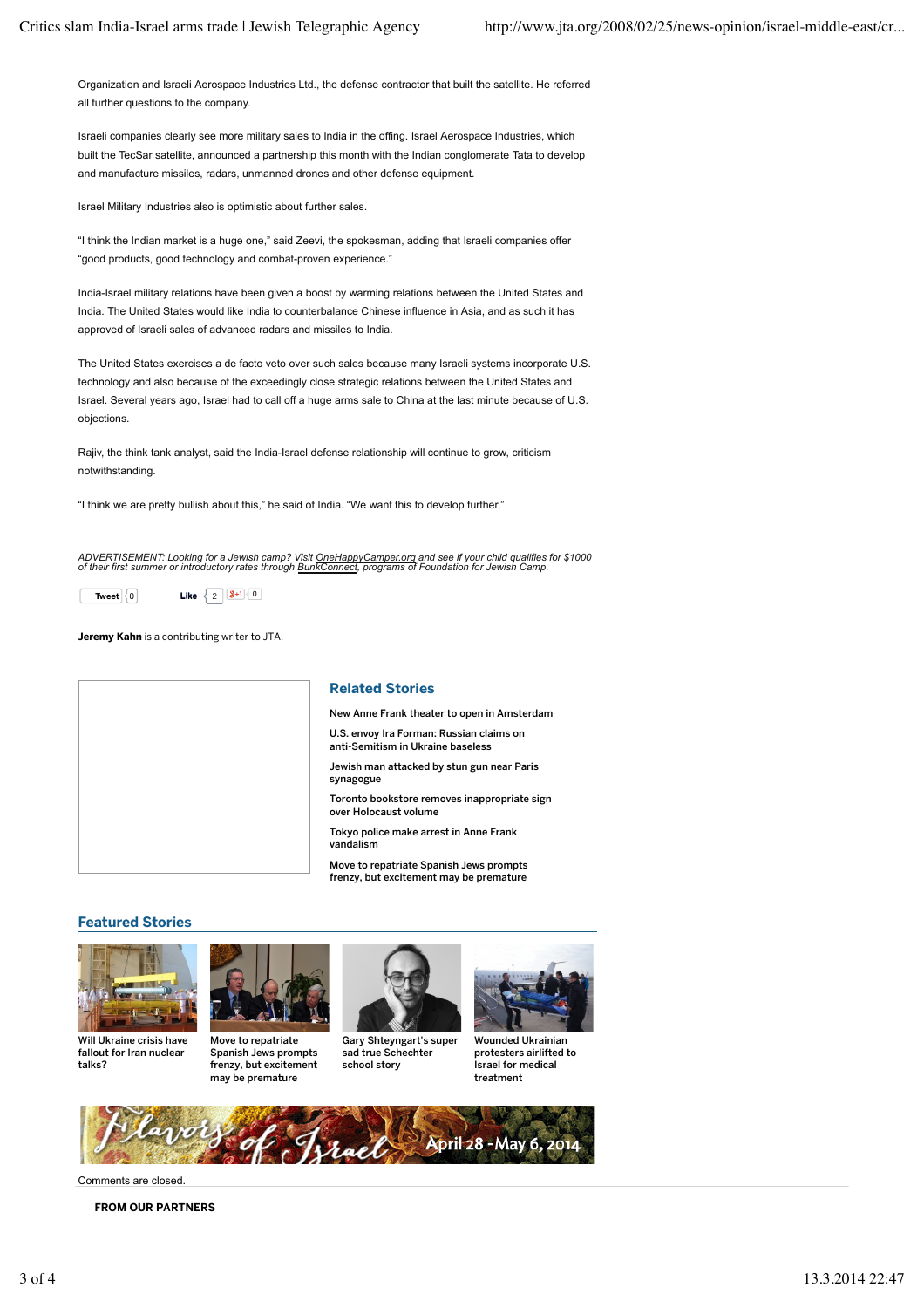Organization and Israeli Aerospace Industries Ltd., the defense contractor that built the satellite. He referred all further questions to the company.

Israeli companies clearly see more military sales to India in the offing. Israel Aerospace Industries, which built the TecSar satellite, announced a partnership this month with the Indian conglomerate Tata to develop and manufacture missiles, radars, unmanned drones and other defense equipment.

Israel Military Industries also is optimistic about further sales.

"I think the Indian market is a huge one," said Zeevi, the spokesman, adding that Israeli companies offer "good products, good technology and combat-proven experience."

India-Israel military relations have been given a boost by warming relations between the United States and India. The United States would like India to counterbalance Chinese influence in Asia, and as such it has approved of Israeli sales of advanced radars and missiles to India.

The United States exercises a de facto veto over such sales because many Israeli systems incorporate U.S. technology and also because of the exceedingly close strategic relations between the United States and Israel. Several years ago, Israel had to call off a huge arms sale to China at the last minute because of U.S. objections.

Rajiv, the think tank analyst, said the India-Israel defense relationship will continue to grow, criticism notwithstanding.

"I think we are pretty bullish about this," he said of India. "We want this to develop further."

*ADVERTISEMENT: Looking for a Jewish camp? Visit OneHappyCamper.org and see if your child qualifies for $1000 of their first summer or introductory rates through BunkConnect, programs of Foundation for Jewish Camp.*

Tweet 0 Like 2 g+1 0

**Jeremy Kahn** is a contributing writer to JTA.

## Related Stories

- New Anne Frank theater to open in Amsterdam
- U.S. envoy Ira Forman: Russian claims on anti-Semitism in Ukraine baseless
- Jewish man attacked by stun gun near Paris synagogue
- Toronto bookstore removes inappropriate sign over Holocaust volume
- Tokyo police make arrest in Anne Frank vandalism
- Move to repatriate Spanish Jews prompts frenzy, but excitement may be premature

## Featured Stories

- Will Ukraine crisis have fallout for Iran nuclear talks?
- Move to repatriate Spanish Jews prompts frenzy, but excitement may be premature
- Gary Shteyngart's super sad true Schechter school story
- Wounded Ukrainian protesters airlifted to Israel for medical treatment

Flavors of Israel April 28 - May 6, 2014

Comments are closed.

**FROM OUR PARTNERS**